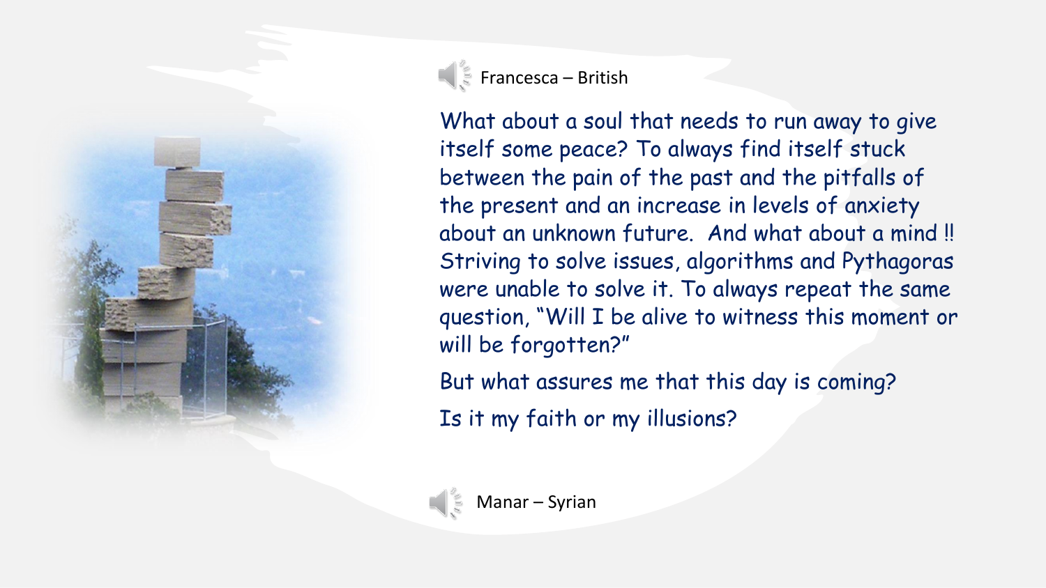Francesca – British

What about a soul that needs to run away to give itself some peace? To always find itself stuck between the pain of the past and the pitfalls of the present and an increase in levels of anxiety about an unknown future. And what about a mind !! Striving to solve issues, algorithms and Pythagoras were unable to solve it. To always repeat the same question, "Will I be alive to witness this moment or will be forgotten?"

But what assures me that this day is coming?

Is it my faith or my illusions?

Manar – Syrian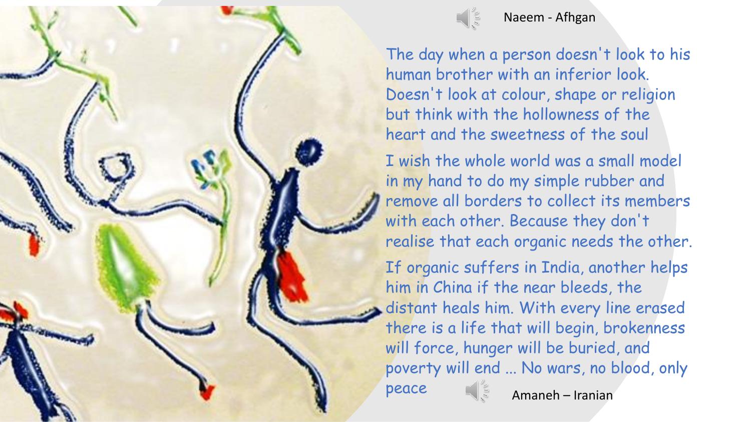Naeem - Afhgan

The day when a person doesn't look to his human brother with an inferior look. Doesn't look at colour, shape or religion but think with the hollowness of the heart and the sweetness of the soul

I wish the whole world was a small model in my hand to do my simple rubber and remove all borders to collect its members with each other. Because they don't realise that each organic needs the other.

If organic suffers in India, another helps him in China if the near bleeds, the distant heals him. With every line erased there is a life that will begin, brokenness will force, hunger will be buried, and poverty will end ... No wars, no blood, only peace

Amaneh – Iranian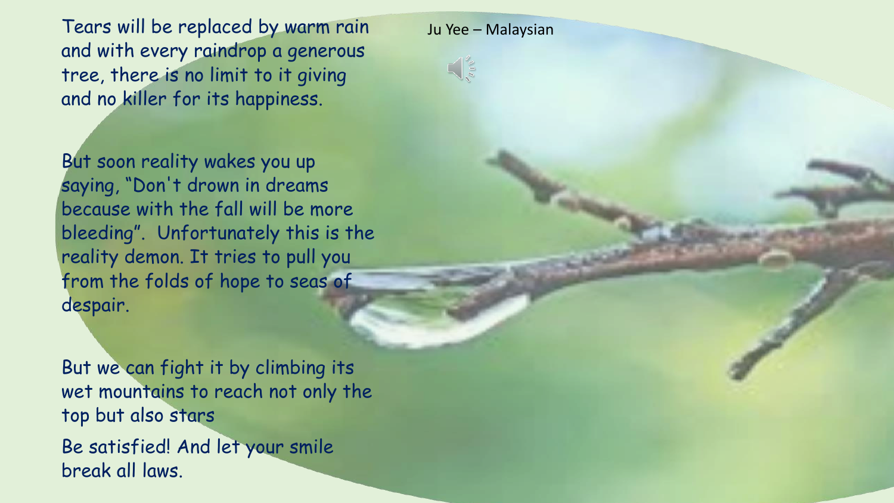Ju Yee – Malaysian

Tears will be replaced by warm rain and with every raindrop a generous tree, there is no limit to it giving and no killer for its happiness.

But soon reality wakes you up saying, "Don't drown in dreams because with the fall will be more bleeding". Unfortunately this is the reality demon. It tries to pull you from the folds of hope to seas of despair.

But we can fight it by climbing its wet mountains to reach not only the top but also stars

Be satisfied! And let your smile break all laws.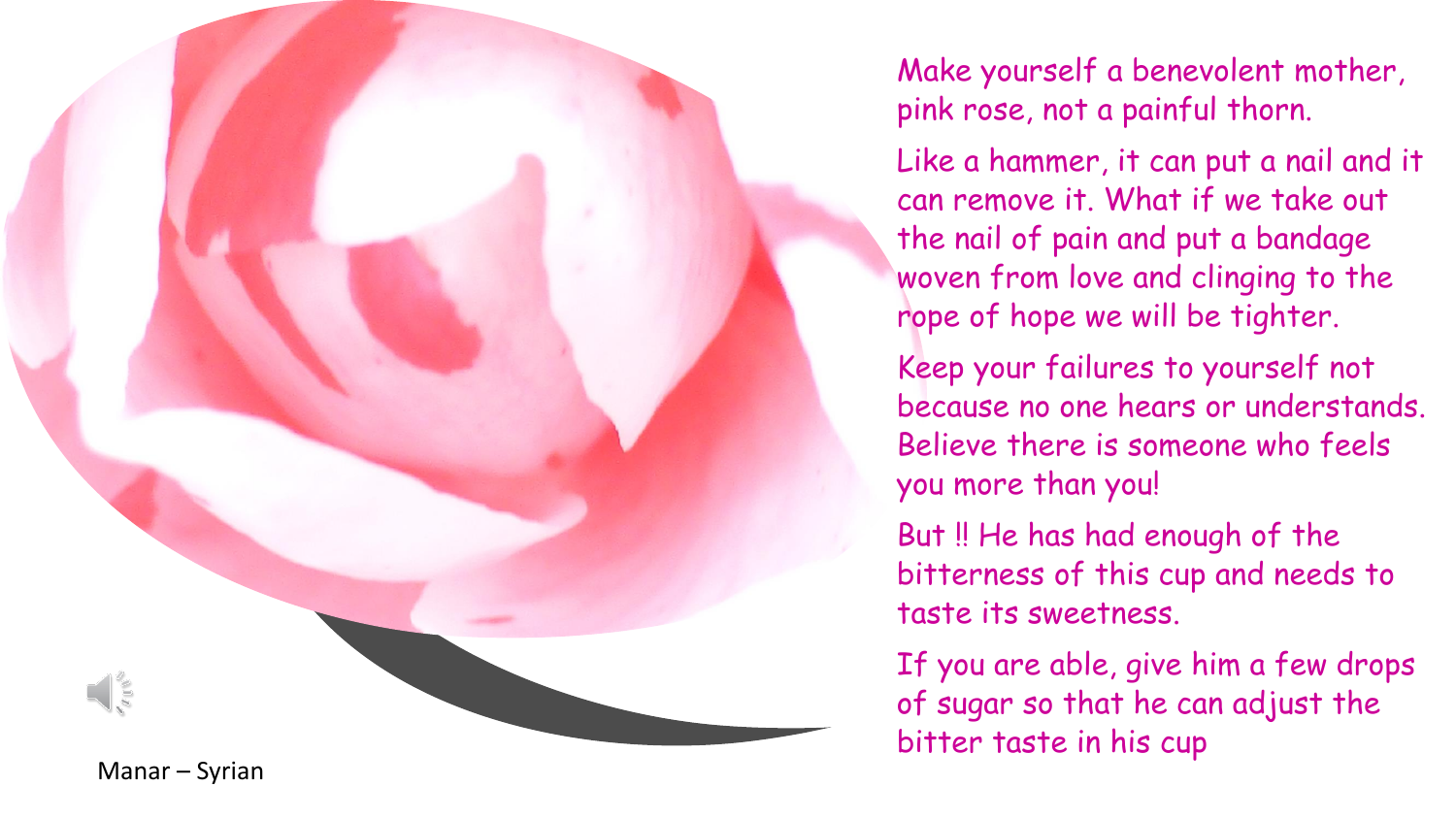Make yourself a benevolent mother, pink rose, not a painful thorn.

Like a hammer, it can put a nail and it can remove it. What if we take out the nail of pain and put a bandage woven from love and clinging to the rope of hope we will be tighter.

Keep your failures to yourself not because no one hears or understands. Believe there is someone who feels you more than you!

But !! He has had enough of the bitterness of this cup and needs to taste its sweetness.

If you are able, give him a few drops of sugar so that he can adjust the bitter taste in his cup

Manar – Syrian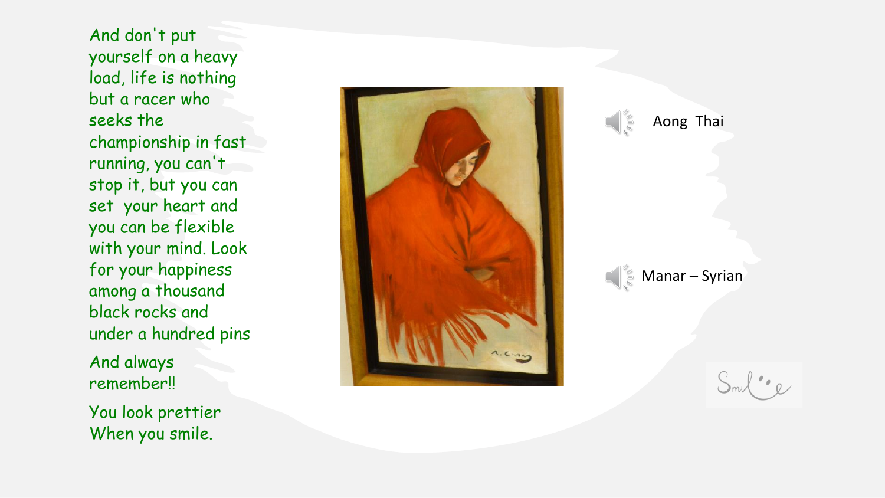And don't put yourself on a heavy load, life is nothing but a racer who seeks the championship in fast running, you can't stop it, but you can set your heart and you can be flexible with your mind. Look for your happiness among a thousand black rocks and under a hundred pins

And always remember!!

You look prettier When you smile.

Aong Thai

Manar – Syrian

Smile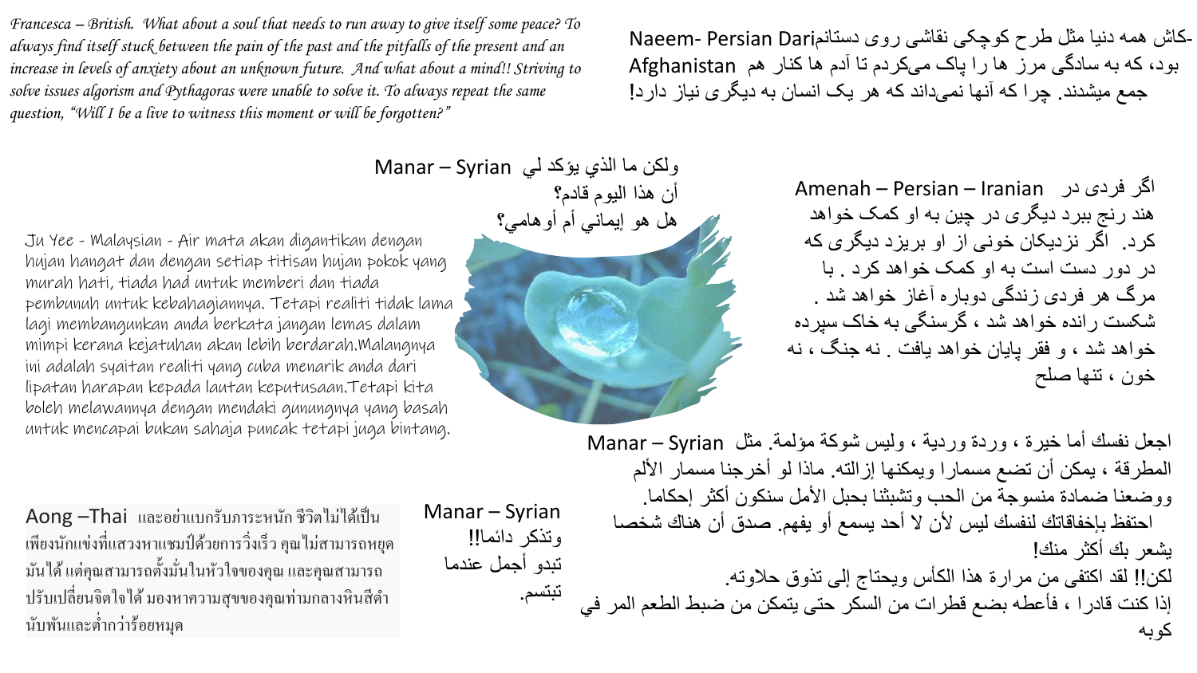*Francesca – British. What about a soul that needs to run away to give itself some peace? To always find itself stuck between the pain of the past and the pitfalls of the present and an increase in levels of anxiety about an unknown future. And what about a mind!! Striving to solve issues algorism and Pythagoras were unable to solve it. To always repeat the same question, "Will I be a live to witness this moment or will be forgotten?"*

Naeem- Persian Dari-کاش همه دنیا مثل طرح کوچکی نقاشی روی دستانم Afghanistan بود، که به سادگی مرز ها را پاک می‌کردم تا آدم ها کنار هم جمع میشدند. چرا که آنها نمی‌داند که هر یک انسان به دیگری نیاز دارد!

Manar – Syrian ولكن ما الذي يؤكد لي
أن هذا اليوم قادم؟
هل هو إيماني أم أوهامي؟

Amenah – Persian – Iranian اگر فردی در هند رنج ببرد دیگری در چین به او کمک خواهد کرد. اگر نزدیکان خونی از او بریزد دیگری که در دور دست است به او کمک خواهد کرد . با مرگ هر فردی زندگی دوباره آغاز خواهد شد . شکست رانده خواهد شد ، گرسنگی به خاک سپرده خواهد شد ، و فقر پایان خواهد یافت . نه جنگ ، نه خون ، تنها صلح

Ju Yee - Malaysian - Air mata akan digantikan dengan hujan hangat dan dengan setiap titisan hujan pokok yang murah hati, tiada had untuk memberi dan tiada pembunuh untuk kebahagiannya. Tetapi realiti tidak lama lagi membangunkan anda berkata jangan lemas dalam mimpi kerana kejatuhan akan lebih berdarah.Malangnya ini adalah syaitan realiti yang cuba menarik anda dari lipatan harapan kepada lautan keputusasaan.Tetapi kita boleh melawannya dengan mendaki gunungnya yang basah untuk mencapai bukan sahaja puncak tetapi juga bintang.

Manar – Syrian اجعل نفسك أما خيرة ، وردة وردية ، وليس شوكة مؤلمة. مثل المطرقة ، يمكن أن تضع مسمارا ويمكنها إزالته. ماذا لو أخرجنا مسمار الألم ووضعنا ضمادة منسوجة من الحب وتشبثنا بحبل الأمل سنكون أكثر إحكاما.
احتفظ بإخفاقاتك لنفسك ليس لأن لا أحد يسمع أو يفهم. صدق أن هناك شخصا يشعر بك أكثر منك!
لكن!! لقد اكتفى من مرارة هذا الكأس ويحتاج إلى تذوق حلاوته.
إذا كنت قادرا ، فأعطه بضع قطرات من السكر حتى يتمكن من ضبط الطعم المر في كوبه

Aong –Thai และอย่าแบกรับภาระหนัก ชีวิตไม่ได้เป็นเพียงนักแข่งที่แสวงหาแชมป์ด้วยการวิ่งเร็ว คุณไม่สามารถหยุดมันได้ แต่คุณสามารถตั้งมั่นในหัวใจของคุณ และคุณสามารถปรับเปลี่ยนจิตใจได้ มองหาความสุขของคุณท่ามกลางหินสีดำนับพันและต่ำกว่าร้อยหมุด

Manar – Syrian
وتذكر دائما!!
تبدو أجمل عندما
تبتسم.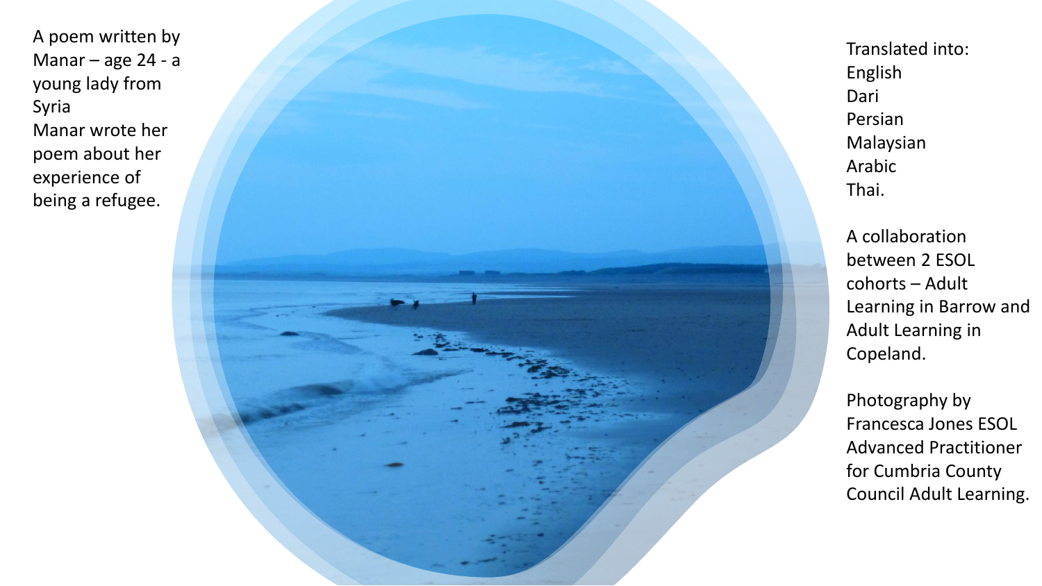A poem written by Manar – age 24 - a young lady from Syria

Manar wrote her poem about her experience of being a refugee.

Translated into:
English
Dari
Persian
Malaysian
Arabic
Thai.

A collaboration between 2 ESOL cohorts – Adult Learning in Barrow and Adult Learning in Copeland.

Photography by Francesca Jones ESOL Advanced Practitioner for Cumbria County Council Adult Learning.